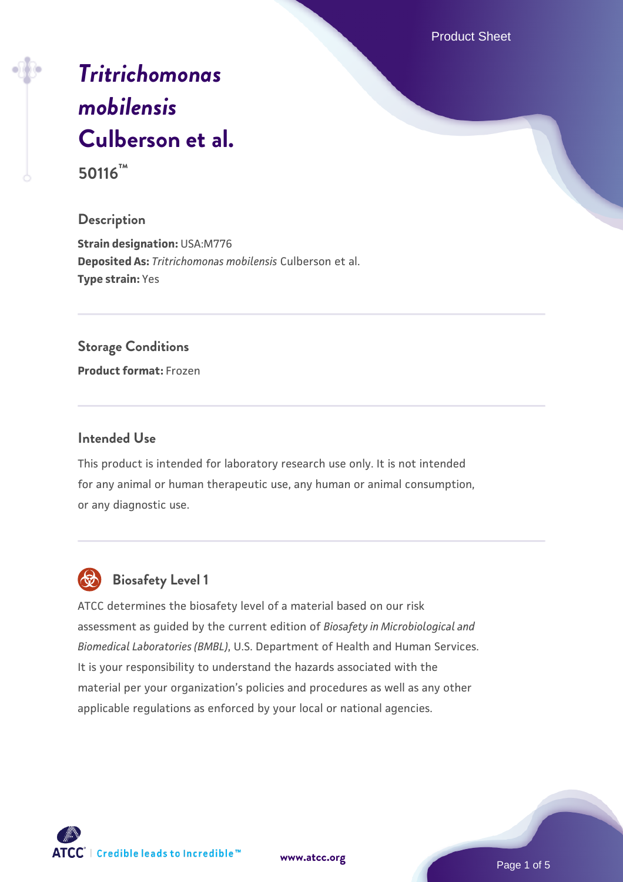# *Tritrichomonas mobilensis* Culberson et al.

**50116™**

## Description

**Strain designation:** USA:M776
**Deposited As:** *Tritrichomonas mobilensis* Culberson et al.
**Type strain:** Yes

## Storage Conditions

**Product format:** Frozen

## Intended Use

This product is intended for laboratory research use only. It is not intended for any animal or human therapeutic use, any human or animal consumption, or any diagnostic use.

## Biosafety Level 1

ATCC determines the biosafety level of a material based on our risk assessment as guided by the current edition of *Biosafety in Microbiological and Biomedical Laboratories (BMBL)*, U.S. Department of Health and Human Services. It is your responsibility to understand the hazards associated with the material per your organization's policies and procedures as well as any other applicable regulations as enforced by your local or national agencies.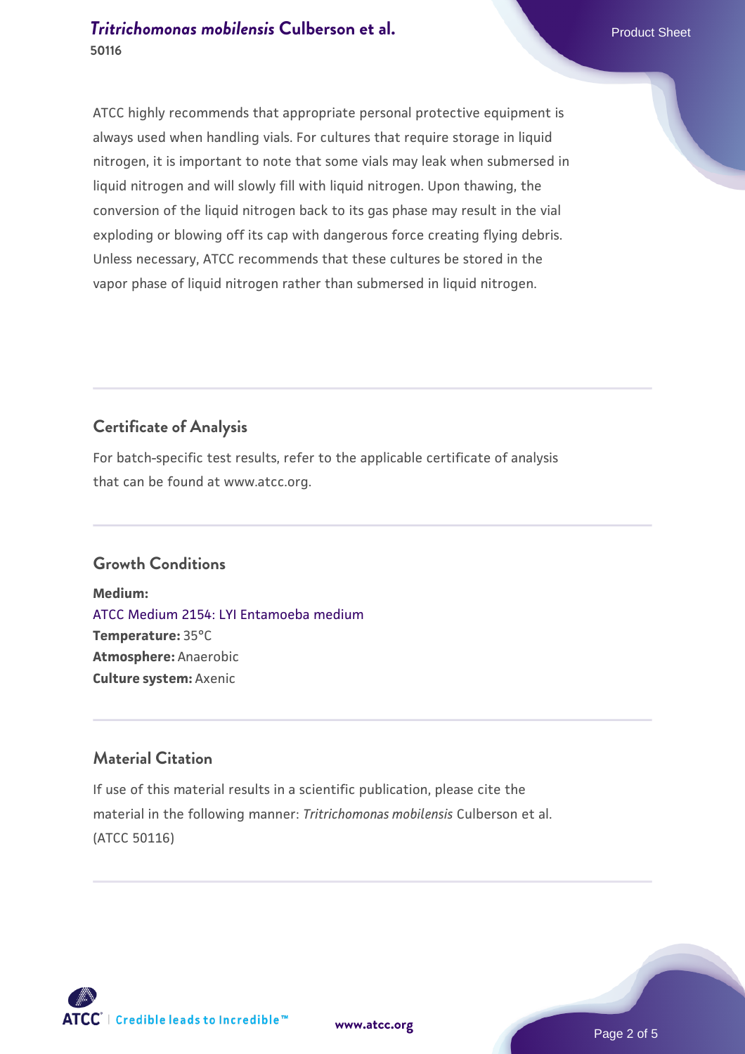ATCC highly recommends that appropriate personal protective equipment is always used when handling vials. For cultures that require storage in liquid nitrogen, it is important to note that some vials may leak when submersed in liquid nitrogen and will slowly fill with liquid nitrogen. Upon thawing, the conversion of the liquid nitrogen back to its gas phase may result in the vial exploding or blowing off its cap with dangerous force creating flying debris. Unless necessary, ATCC recommends that these cultures be stored in the vapor phase of liquid nitrogen rather than submersed in liquid nitrogen.

## Certificate of Analysis

For batch-specific test results, refer to the applicable certificate of analysis that can be found at www.atcc.org.

## Growth Conditions

**Medium:**
ATCC Medium 2154: LYI Entamoeba medium
**Temperature:** 35°C
**Atmosphere:** Anaerobic
**Culture system:** Axenic

## Material Citation

If use of this material results in a scientific publication, please cite the material in the following manner: *Tritrichomonas mobilensis* Culberson et al. (ATCC 50116)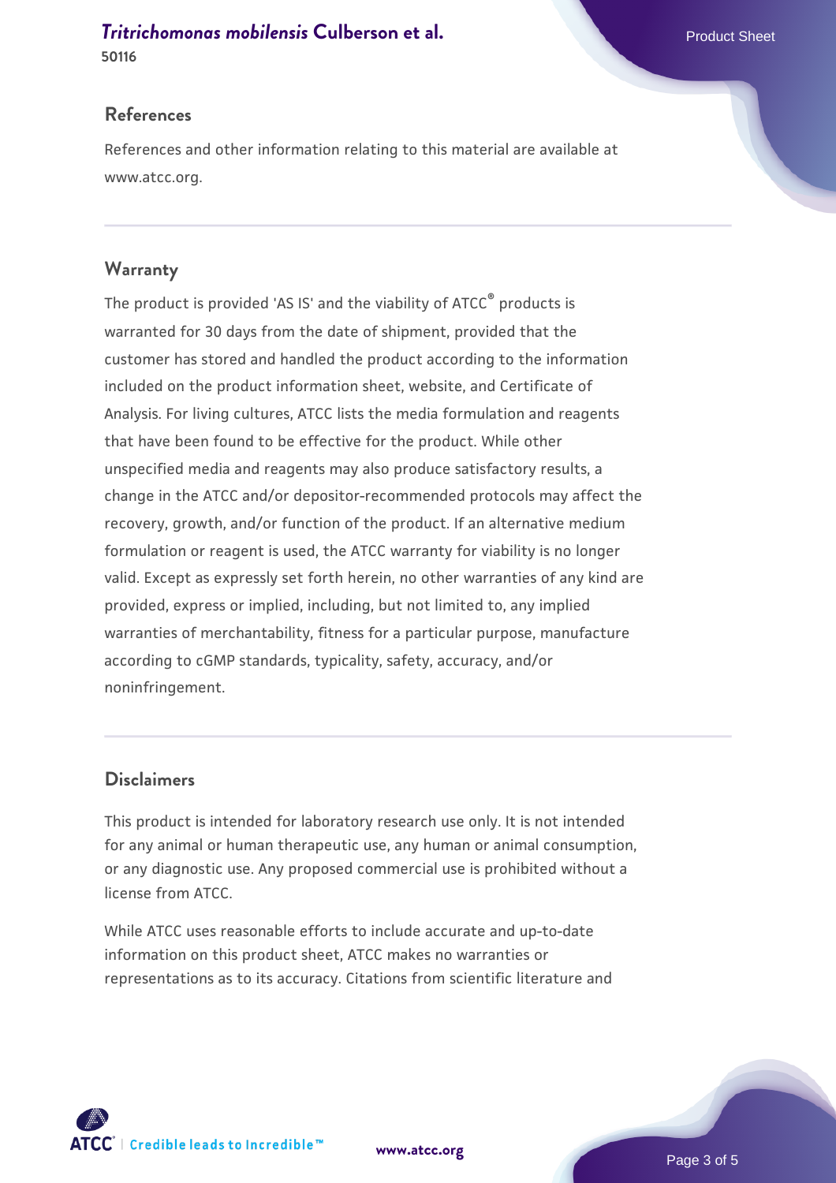## References

References and other information relating to this material are available at www.atcc.org.

## Warranty

The product is provided 'AS IS' and the viability of ATCC® products is warranted for 30 days from the date of shipment, provided that the customer has stored and handled the product according to the information included on the product information sheet, website, and Certificate of Analysis. For living cultures, ATCC lists the media formulation and reagents that have been found to be effective for the product. While other unspecified media and reagents may also produce satisfactory results, a change in the ATCC and/or depositor-recommended protocols may affect the recovery, growth, and/or function of the product. If an alternative medium formulation or reagent is used, the ATCC warranty for viability is no longer valid. Except as expressly set forth herein, no other warranties of any kind are provided, express or implied, including, but not limited to, any implied warranties of merchantability, fitness for a particular purpose, manufacture according to cGMP standards, typicality, safety, accuracy, and/or noninfringement.

## Disclaimers

This product is intended for laboratory research use only. It is not intended for any animal or human therapeutic use, any human or animal consumption, or any diagnostic use. Any proposed commercial use is prohibited without a license from ATCC.

While ATCC uses reasonable efforts to include accurate and up-to-date information on this product sheet, ATCC makes no warranties or representations as to its accuracy. Citations from scientific literature and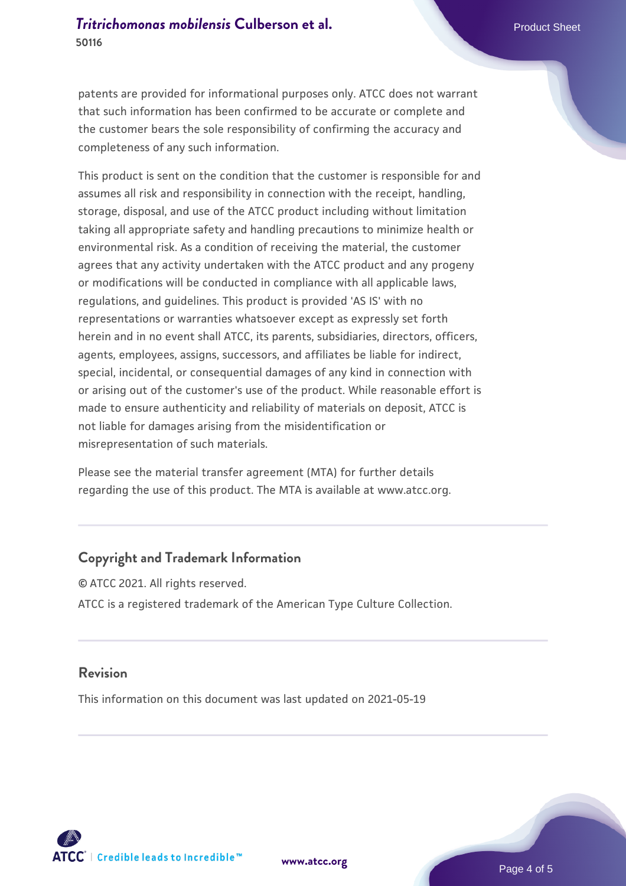patents are provided for informational purposes only. ATCC does not warrant that such information has been confirmed to be accurate or complete and the customer bears the sole responsibility of confirming the accuracy and completeness of any such information.

This product is sent on the condition that the customer is responsible for and assumes all risk and responsibility in connection with the receipt, handling, storage, disposal, and use of the ATCC product including without limitation taking all appropriate safety and handling precautions to minimize health or environmental risk. As a condition of receiving the material, the customer agrees that any activity undertaken with the ATCC product and any progeny or modifications will be conducted in compliance with all applicable laws, regulations, and guidelines. This product is provided 'AS IS' with no representations or warranties whatsoever except as expressly set forth herein and in no event shall ATCC, its parents, subsidiaries, directors, officers, agents, employees, assigns, successors, and affiliates be liable for indirect, special, incidental, or consequential damages of any kind in connection with or arising out of the customer's use of the product. While reasonable effort is made to ensure authenticity and reliability of materials on deposit, ATCC is not liable for damages arising from the misidentification or misrepresentation of such materials.

Please see the material transfer agreement (MTA) for further details regarding the use of this product. The MTA is available at www.atcc.org.

## Copyright and Trademark Information

© ATCC 2021. All rights reserved.

ATCC is a registered trademark of the American Type Culture Collection.

## Revision

This information on this document was last updated on 2021-05-19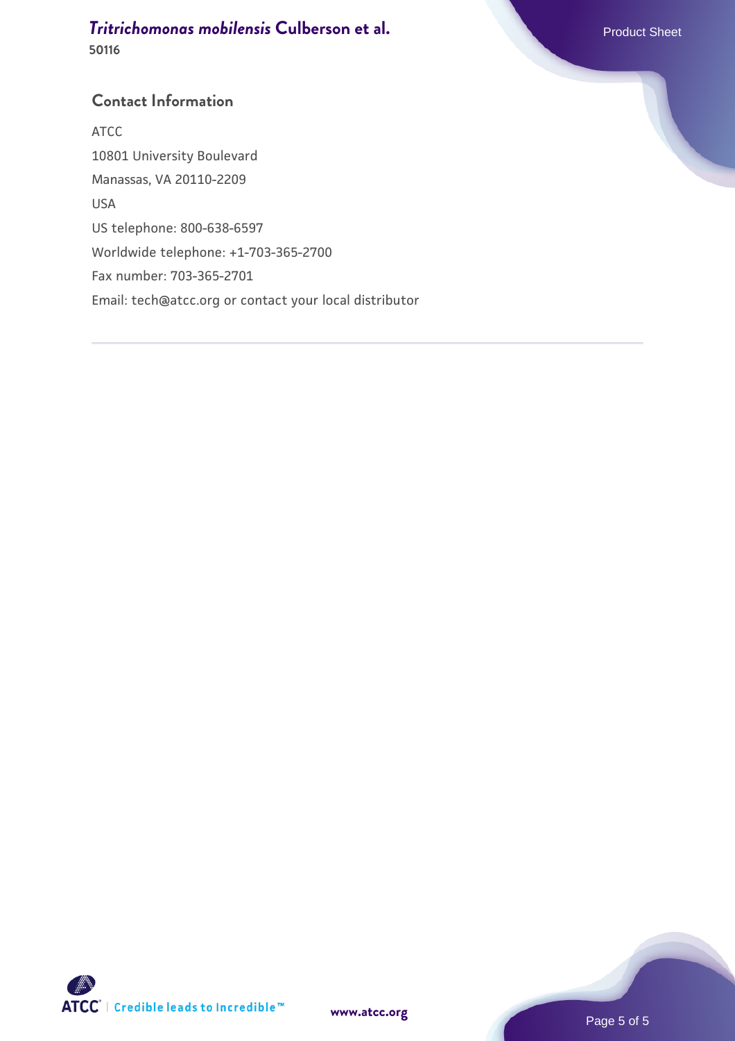## Contact Information

ATCC

10801 University Boulevard

Manassas, VA 20110-2209

USA

US telephone: 800-638-6597

Worldwide telephone: +1-703-365-2700

Fax number: 703-365-2701

Email: tech@atcc.org or contact your local distributor